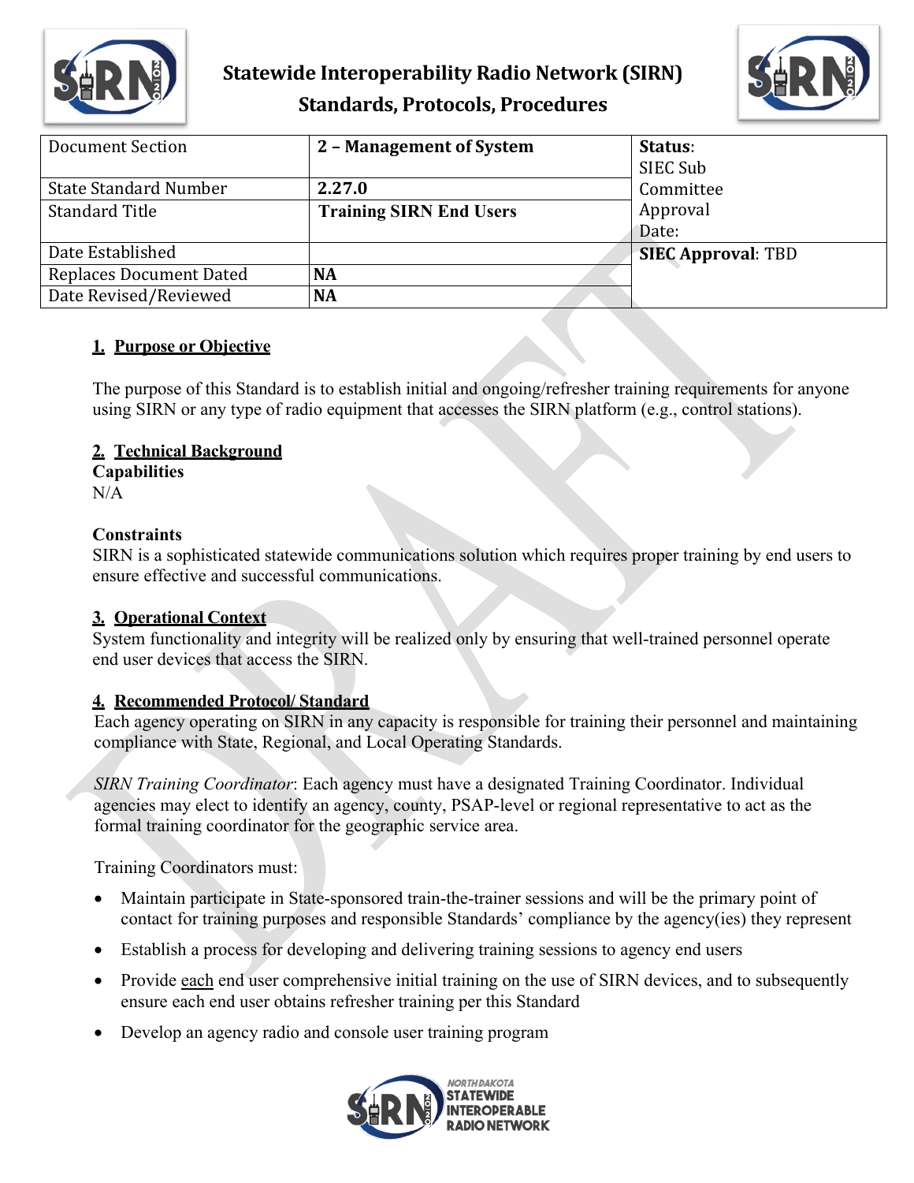# Statewide Interoperability Radio Network (SIRN)
## Standards, Protocols, Procedures

| Document Section | 2 – Management of System | Status: SIEC Sub Committee Approval Date: |
|---|---|---|
| State Standard Number | 2.27.0 | |
| Standard Title | Training SIRN End Users | |
| Date Established | | SIEC Approval: TBD |
| Replaces Document Dated | NA | |
| Date Revised/Reviewed | NA | |

**1. Purpose or Objective**

The purpose of this Standard is to establish initial and ongoing/refresher training requirements for anyone using SIRN or any type of radio equipment that accesses the SIRN platform (e.g., control stations).

**2. Technical Background**

**Capabilities**

N/A

**Constraints**

SIRN is a sophisticated statewide communications solution which requires proper training by end users to ensure effective and successful communications.

**3. Operational Context**

System functionality and integrity will be realized only by ensuring that well-trained personnel operate end user devices that access the SIRN.

**4. Recommended Protocol/ Standard**

Each agency operating on SIRN in any capacity is responsible for training their personnel and maintaining compliance with State, Regional, and Local Operating Standards.

*SIRN Training Coordinator*: Each agency must have a designated Training Coordinator. Individual agencies may elect to identify an agency, county, PSAP-level or regional representative to act as the formal training coordinator for the geographic service area.

Training Coordinators must:

- Maintain participate in State-sponsored train-the-trainer sessions and will be the primary point of contact for training purposes and responsible Standards' compliance by the agency(ies) they represent
- Establish a process for developing and delivering training sessions to agency end users
- Provide each end user comprehensive initial training on the use of SIRN devices, and to subsequently ensure each end user obtains refresher training per this Standard
- Develop an agency radio and console user training program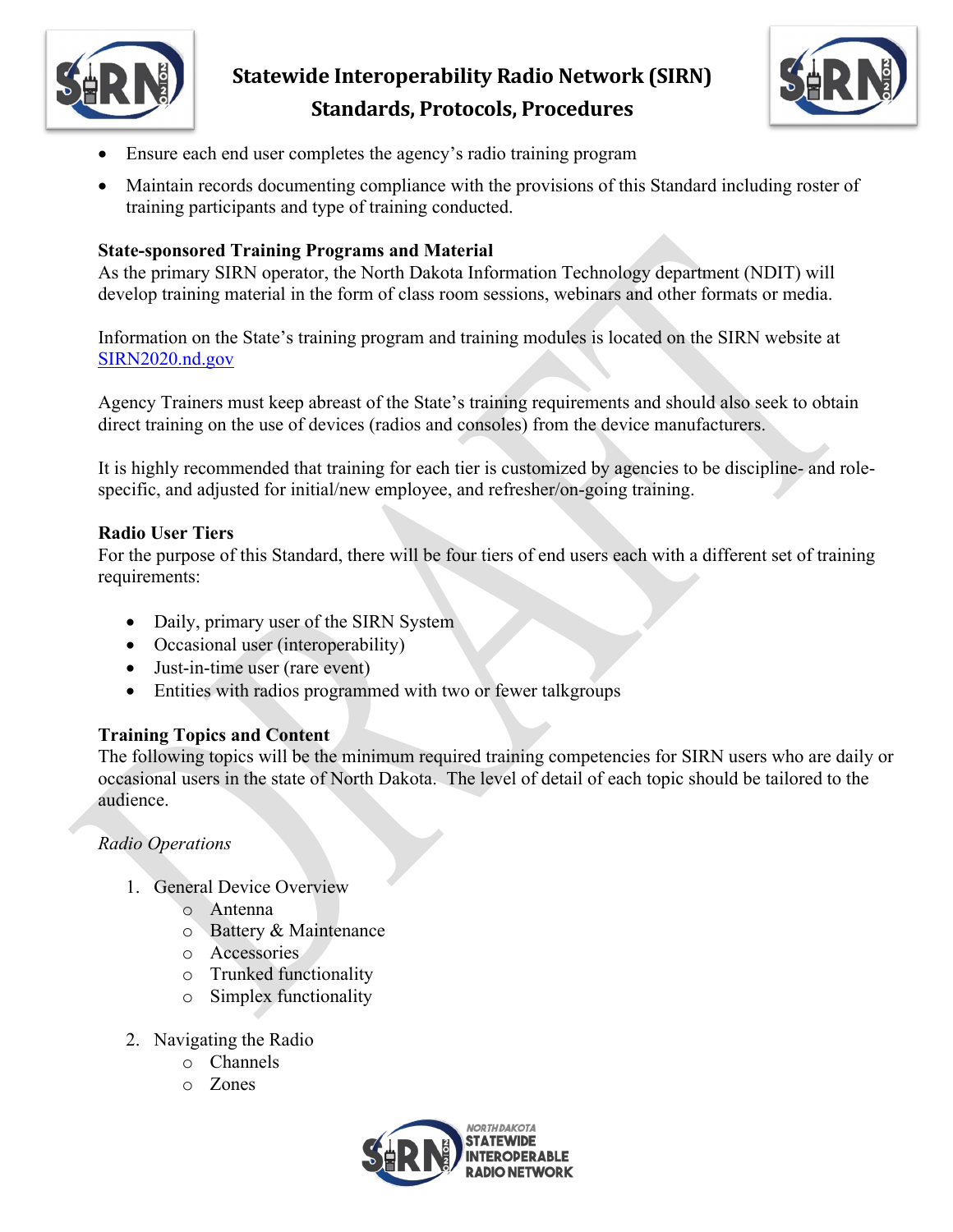- Ensure each end user completes the agency's radio training program
- Maintain records documenting compliance with the provisions of this Standard including roster of training participants and type of training conducted.

**State-sponsored Training Programs and Material**

As the primary SIRN operator, the North Dakota Information Technology department (NDIT) will develop training material in the form of class room sessions, webinars and other formats or media.

Information on the State's training program and training modules is located on the SIRN website at [SIRN2020.nd.gov](SIRN2020.nd.gov)

Agency Trainers must keep abreast of the State's training requirements and should also seek to obtain direct training on the use of devices (radios and consoles) from the device manufacturers.

It is highly recommended that training for each tier is customized by agencies to be discipline- and role-specific, and adjusted for initial/new employee, and refresher/on-going training.

**Radio User Tiers**

For the purpose of this Standard, there will be four tiers of end users each with a different set of training requirements:

- Daily, primary user of the SIRN System
- Occasional user (interoperability)
- Just-in-time user (rare event)
- Entities with radios programmed with two or fewer talkgroups

**Training Topics and Content**

The following topics will be the minimum required training competencies for SIRN users who are daily or occasional users in the state of North Dakota. The level of detail of each topic should be tailored to the audience.

*Radio Operations*

1. General Device Overview
   - Antenna
   - Battery & Maintenance
   - Accessories
   - Trunked functionality
   - Simplex functionality

2. Navigating the Radio
   - Channels
   - Zones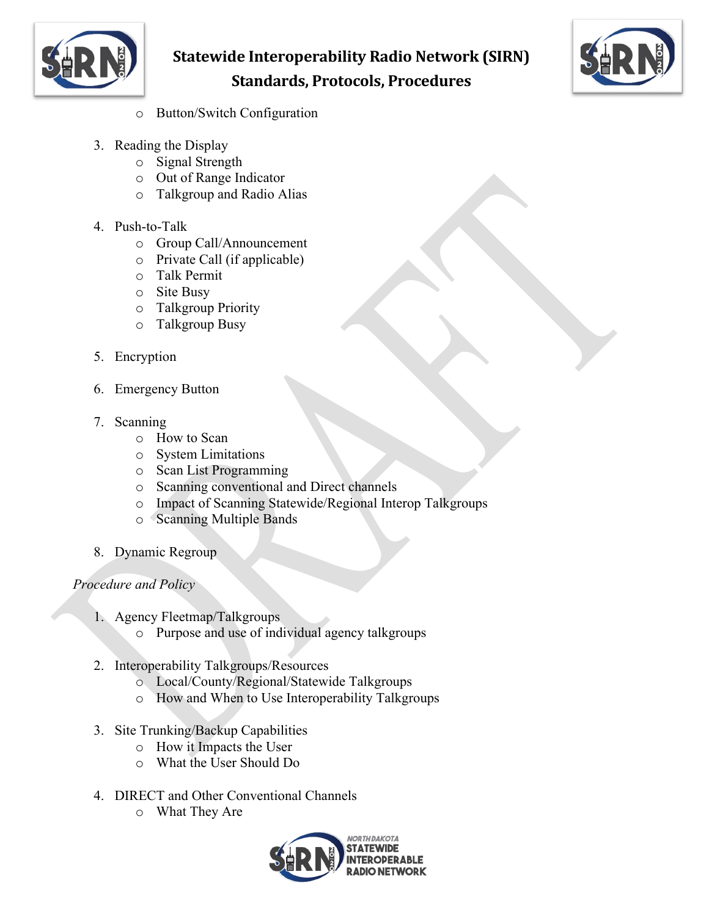- Button/Switch Configuration

3. Reading the Display
    - Signal Strength
    - Out of Range Indicator
    - Talkgroup and Radio Alias

4. Push-to-Talk
    - Group Call/Announcement
    - Private Call (if applicable)
    - Talk Permit
    - Site Busy
    - Talkgroup Priority
    - Talkgroup Busy

5. Encryption

6. Emergency Button

7. Scanning
    - How to Scan
    - System Limitations
    - Scan List Programming
    - Scanning conventional and Direct channels
    - Impact of Scanning Statewide/Regional Interop Talkgroups
    - Scanning Multiple Bands

8. Dynamic Regroup

*Procedure and Policy*

1. Agency Fleetmap/Talkgroups
    - Purpose and use of individual agency talkgroups

2. Interoperability Talkgroups/Resources
    - Local/County/Regional/Statewide Talkgroups
    - How and When to Use Interoperability Talkgroups

3. Site Trunking/Backup Capabilities
    - How it Impacts the User
    - What the User Should Do

4. DIRECT and Other Conventional Channels
    - What They Are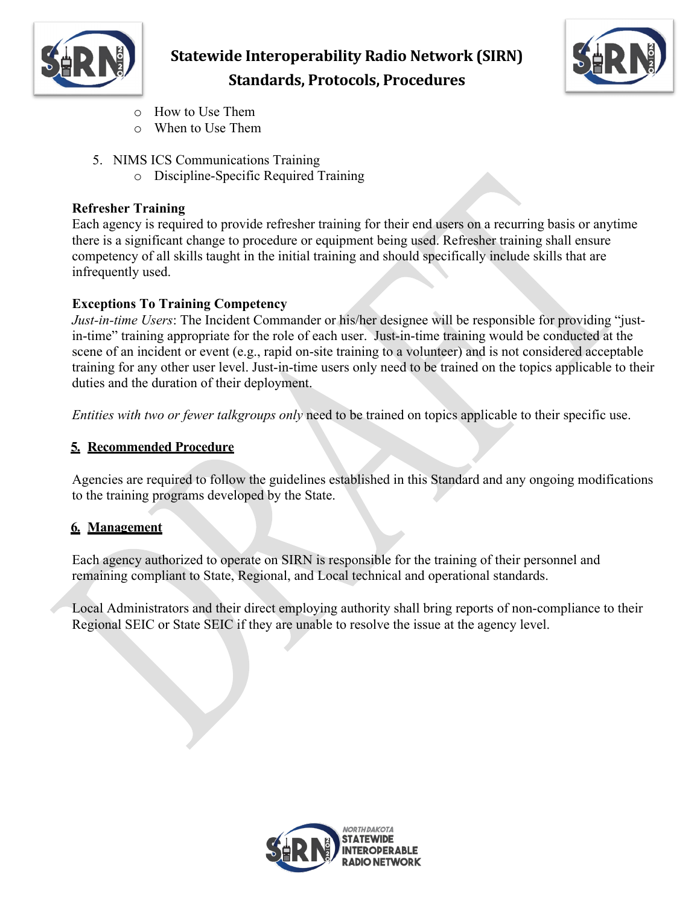- How to Use Them
    - When to Use Them

5. NIMS ICS Communications Training
    - Discipline-Specific Required Training

**Refresher Training**

Each agency is required to provide refresher training for their end users on a recurring basis or anytime there is a significant change to procedure or equipment being used. Refresher training shall ensure competency of all skills taught in the initial training and should specifically include skills that are infrequently used.

**Exceptions To Training Competency**

*Just-in-time Users*: The Incident Commander or his/her designee will be responsible for providing "just-in-time" training appropriate for the role of each user. Just-in-time training would be conducted at the scene of an incident or event (e.g., rapid on-site training to a volunteer) and is not considered acceptable training for any other user level. Just-in-time users only need to be trained on the topics applicable to their duties and the duration of their deployment.

*Entities with two or fewer talkgroups only* need to be trained on topics applicable to their specific use.

## 5. Recommended Procedure

Agencies are required to follow the guidelines established in this Standard and any ongoing modifications to the training programs developed by the State.

## 6. Management

Each agency authorized to operate on SIRN is responsible for the training of their personnel and remaining compliant to State, Regional, and Local technical and operational standards.

Local Administrators and their direct employing authority shall bring reports of non-compliance to their Regional SEIC or State SEIC if they are unable to resolve the issue at the agency level.